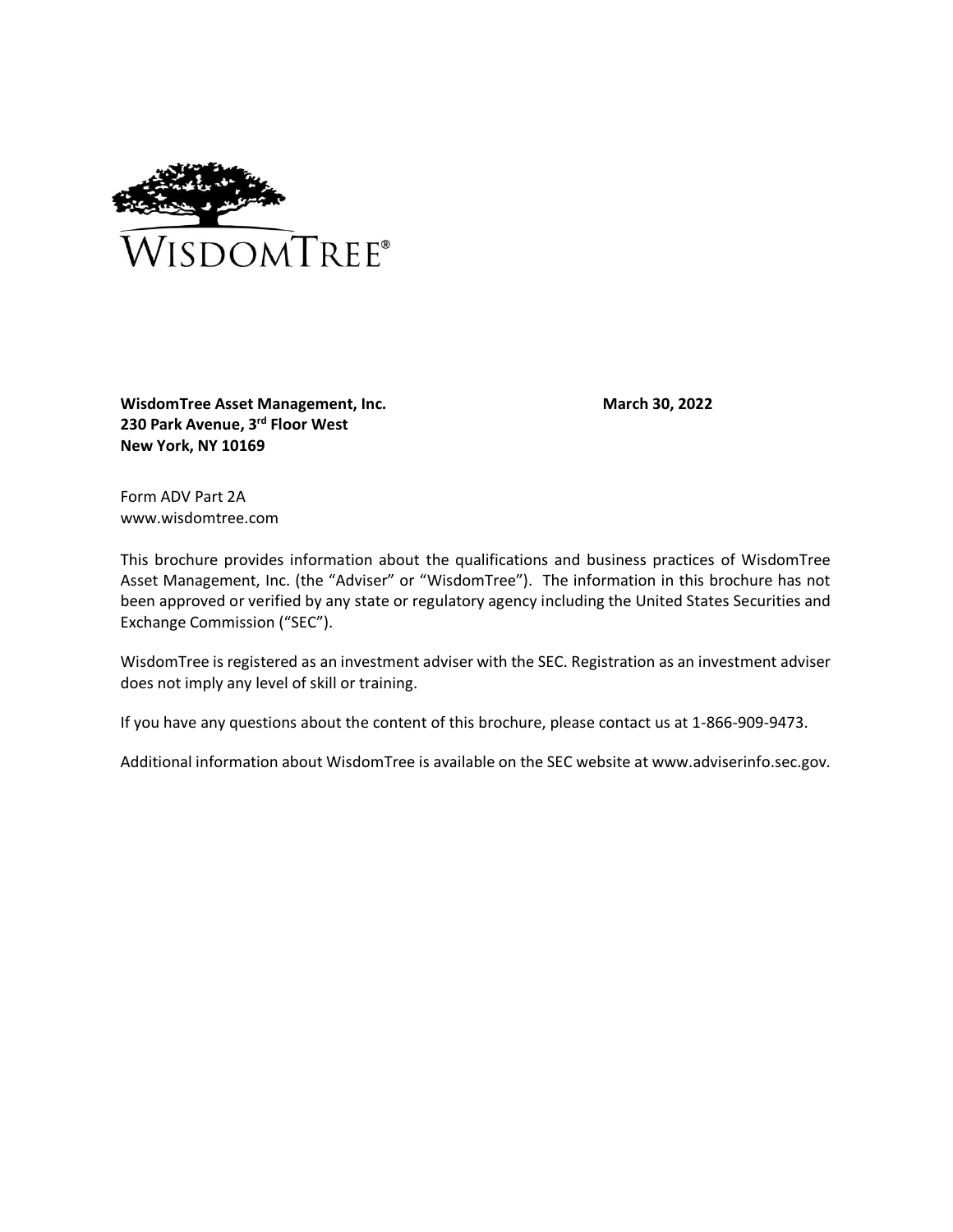**WisdomTree Asset Management, Inc.**
**230 Park Avenue, 3rd Floor West**
**New York, NY 10169**

**March 30, 2022**

Form ADV Part 2A
www.wisdomtree.com

This brochure provides information about the qualifications and business practices of WisdomTree Asset Management, Inc. (the "Adviser" or "WisdomTree"). The information in this brochure has not been approved or verified by any state or regulatory agency including the United States Securities and Exchange Commission ("SEC").

WisdomTree is registered as an investment adviser with the SEC. Registration as an investment adviser does not imply any level of skill or training.

If you have any questions about the content of this brochure, please contact us at 1-866-909-9473.

Additional information about WisdomTree is available on the SEC website at www.adviserinfo.sec.gov.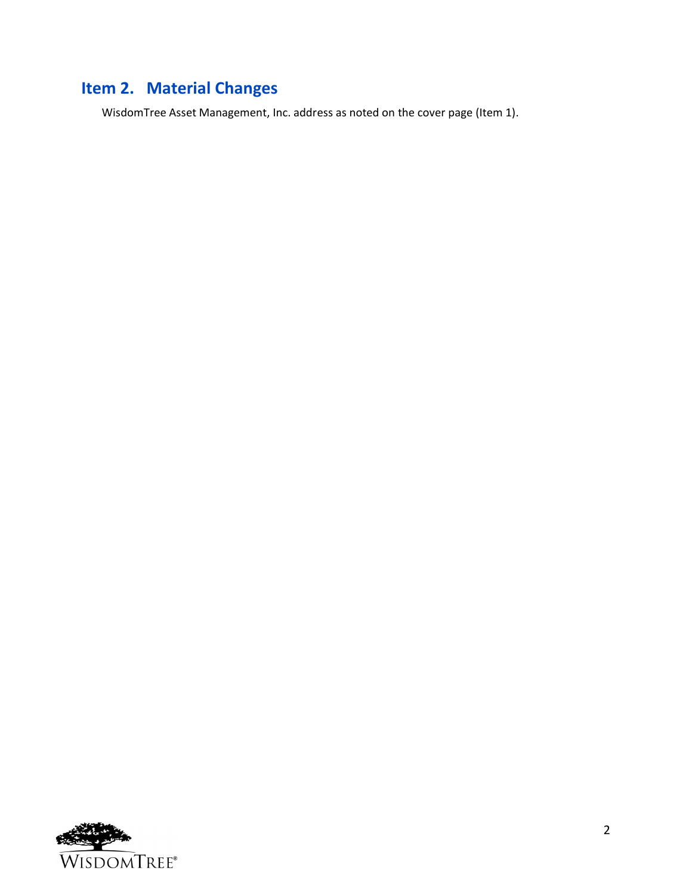## Item 2. Material Changes

WisdomTree Asset Management, Inc. address as noted on the cover page (Item 1).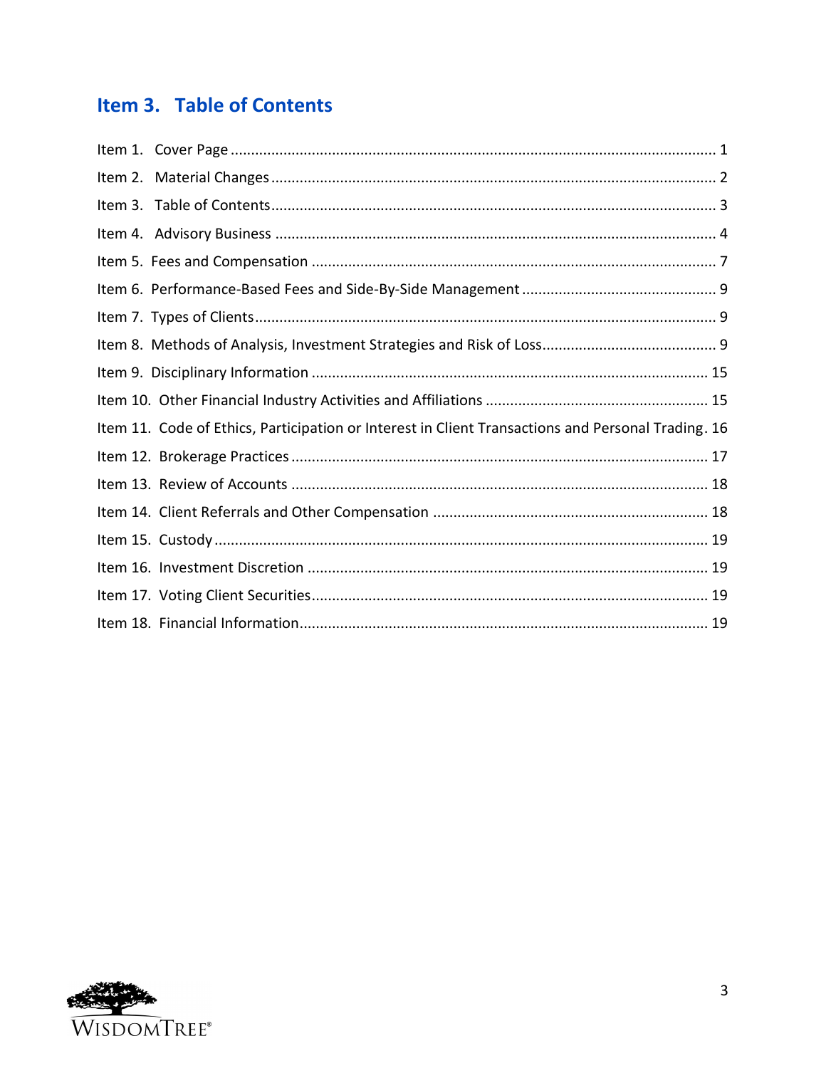## Item 3. Table of Contents

Item 1. Cover Page ........................................................................................................................ 1

Item 2. Material Changes ............................................................................................................. 2

Item 3. Table of Contents.............................................................................................................. 3

Item 4. Advisory Business ............................................................................................................ 4

Item 5. Fees and Compensation ................................................................................................... 7

Item 6. Performance-Based Fees and Side-By-Side Management ................................................ 9

Item 7. Types of Clients................................................................................................................. 9

Item 8. Methods of Analysis, Investment Strategies and Risk of Loss............................................ 9

Item 9. Disciplinary Information ................................................................................................. 15

Item 10. Other Financial Industry Activities and Affiliations ....................................................... 15

Item 11. Code of Ethics, Participation or Interest in Client Transactions and Personal Trading. 16

Item 12. Brokerage Practices ...................................................................................................... 17

Item 13. Review of Accounts ...................................................................................................... 18

Item 14. Client Referrals and Other Compensation ................................................................... 18

Item 15. Custody ........................................................................................................................ 19

Item 16. Investment Discretion ................................................................................................. 19

Item 17. Voting Client Securities................................................................................................. 19

Item 18. Financial Information.................................................................................................... 19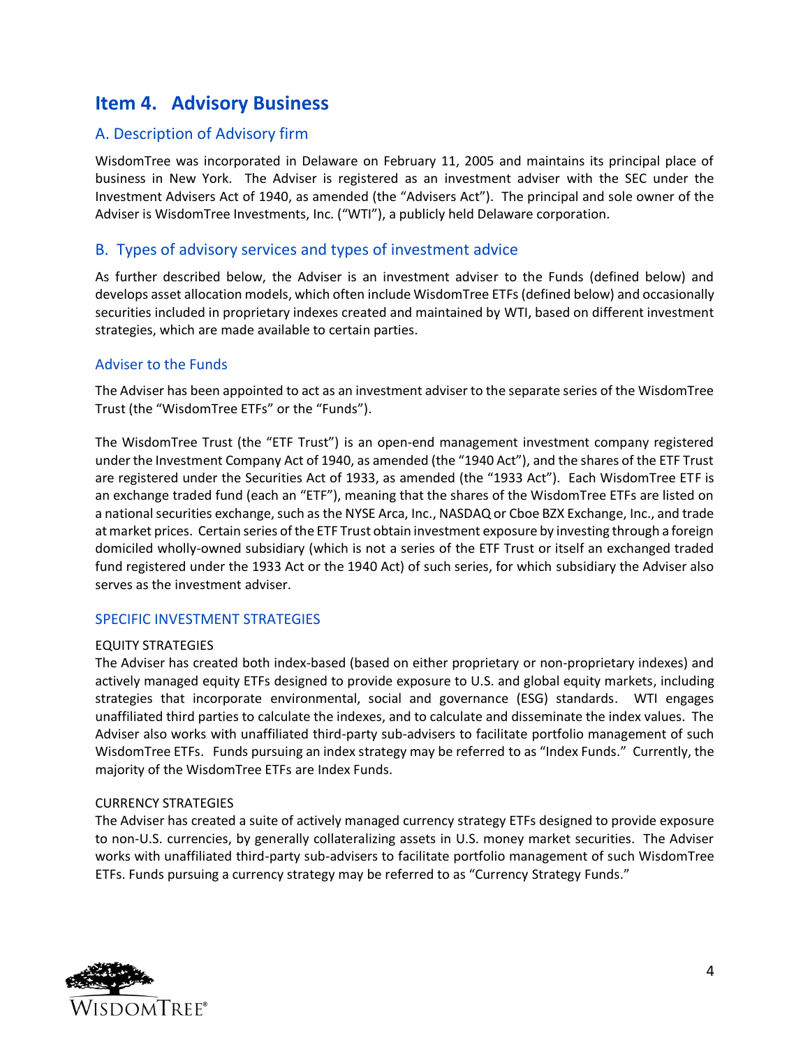# Item 4. Advisory Business

## A. Description of Advisory firm

WisdomTree was incorporated in Delaware on February 11, 2005 and maintains its principal place of business in New York. The Adviser is registered as an investment adviser with the SEC under the Investment Advisers Act of 1940, as amended (the "Advisers Act"). The principal and sole owner of the Adviser is WisdomTree Investments, Inc. ("WTI"), a publicly held Delaware corporation.

## B. Types of advisory services and types of investment advice

As further described below, the Adviser is an investment adviser to the Funds (defined below) and develops asset allocation models, which often include WisdomTree ETFs (defined below) and occasionally securities included in proprietary indexes created and maintained by WTI, based on different investment strategies, which are made available to certain parties.

### Adviser to the Funds

The Adviser has been appointed to act as an investment adviser to the separate series of the WisdomTree Trust (the "WisdomTree ETFs" or the "Funds").

The WisdomTree Trust (the "ETF Trust") is an open-end management investment company registered under the Investment Company Act of 1940, as amended (the "1940 Act"), and the shares of the ETF Trust are registered under the Securities Act of 1933, as amended (the "1933 Act"). Each WisdomTree ETF is an exchange traded fund (each an "ETF"), meaning that the shares of the WisdomTree ETFs are listed on a national securities exchange, such as the NYSE Arca, Inc., NASDAQ or Cboe BZX Exchange, Inc., and trade at market prices. Certain series of the ETF Trust obtain investment exposure by investing through a foreign domiciled wholly-owned subsidiary (which is not a series of the ETF Trust or itself an exchanged traded fund registered under the 1933 Act or the 1940 Act) of such series, for which subsidiary the Adviser also serves as the investment adviser.

### SPECIFIC INVESTMENT STRATEGIES

EQUITY STRATEGIES

The Adviser has created both index-based (based on either proprietary or non-proprietary indexes) and actively managed equity ETFs designed to provide exposure to U.S. and global equity markets, including strategies that incorporate environmental, social and governance (ESG) standards. WTI engages unaffiliated third parties to calculate the indexes, and to calculate and disseminate the index values. The Adviser also works with unaffiliated third-party sub-advisers to facilitate portfolio management of such WisdomTree ETFs. Funds pursuing an index strategy may be referred to as "Index Funds." Currently, the majority of the WisdomTree ETFs are Index Funds.

CURRENCY STRATEGIES

The Adviser has created a suite of actively managed currency strategy ETFs designed to provide exposure to non-U.S. currencies, by generally collateralizing assets in U.S. money market securities. The Adviser works with unaffiliated third-party sub-advisers to facilitate portfolio management of such WisdomTree ETFs. Funds pursuing a currency strategy may be referred to as "Currency Strategy Funds."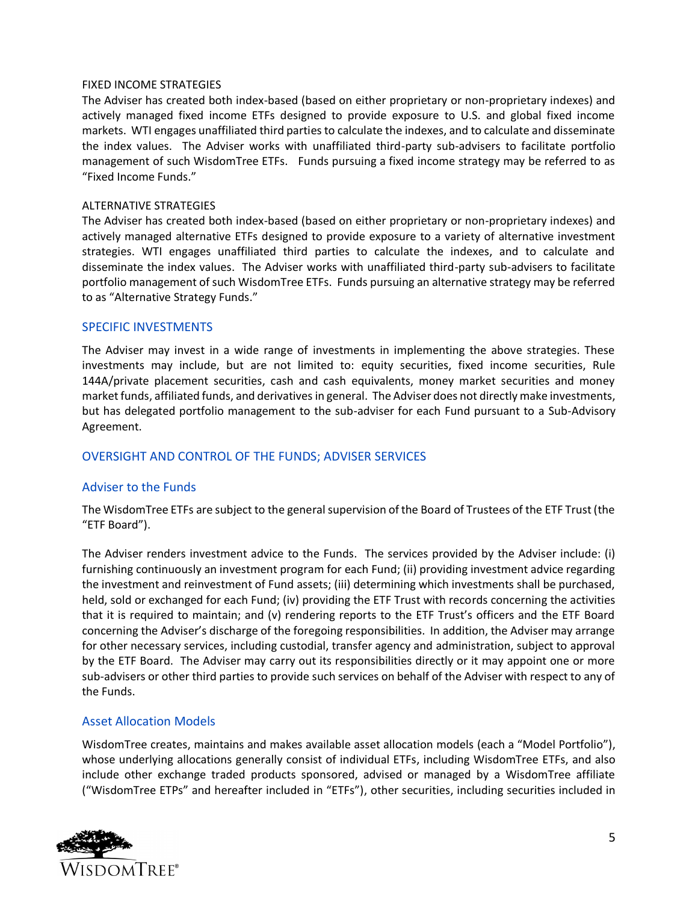#### FIXED INCOME STRATEGIES

The Adviser has created both index-based (based on either proprietary or non-proprietary indexes) and actively managed fixed income ETFs designed to provide exposure to U.S. and global fixed income markets. WTI engages unaffiliated third parties to calculate the indexes, and to calculate and disseminate the index values. The Adviser works with unaffiliated third-party sub-advisers to facilitate portfolio management of such WisdomTree ETFs. Funds pursuing a fixed income strategy may be referred to as "Fixed Income Funds."

#### ALTERNATIVE STRATEGIES

The Adviser has created both index-based (based on either proprietary or non-proprietary indexes) and actively managed alternative ETFs designed to provide exposure to a variety of alternative investment strategies. WTI engages unaffiliated third parties to calculate the indexes, and to calculate and disseminate the index values. The Adviser works with unaffiliated third-party sub-advisers to facilitate portfolio management of such WisdomTree ETFs. Funds pursuing an alternative strategy may be referred to as "Alternative Strategy Funds."

## SPECIFIC INVESTMENTS

The Adviser may invest in a wide range of investments in implementing the above strategies. These investments may include, but are not limited to: equity securities, fixed income securities, Rule 144A/private placement securities, cash and cash equivalents, money market securities and money market funds, affiliated funds, and derivatives in general. The Adviser does not directly make investments, but has delegated portfolio management to the sub-adviser for each Fund pursuant to a Sub-Advisory Agreement.

## OVERSIGHT AND CONTROL OF THE FUNDS; ADVISER SERVICES

### Adviser to the Funds

The WisdomTree ETFs are subject to the general supervision of the Board of Trustees of the ETF Trust (the "ETF Board").

The Adviser renders investment advice to the Funds. The services provided by the Adviser include: (i) furnishing continuously an investment program for each Fund; (ii) providing investment advice regarding the investment and reinvestment of Fund assets; (iii) determining which investments shall be purchased, held, sold or exchanged for each Fund; (iv) providing the ETF Trust with records concerning the activities that it is required to maintain; and (v) rendering reports to the ETF Trust's officers and the ETF Board concerning the Adviser's discharge of the foregoing responsibilities. In addition, the Adviser may arrange for other necessary services, including custodial, transfer agency and administration, subject to approval by the ETF Board. The Adviser may carry out its responsibilities directly or it may appoint one or more sub-advisers or other third parties to provide such services on behalf of the Adviser with respect to any of the Funds.

### Asset Allocation Models

WisdomTree creates, maintains and makes available asset allocation models (each a "Model Portfolio"), whose underlying allocations generally consist of individual ETFs, including WisdomTree ETFs, and also include other exchange traded products sponsored, advised or managed by a WisdomTree affiliate ("WisdomTree ETPs" and hereafter included in "ETFs"), other securities, including securities included in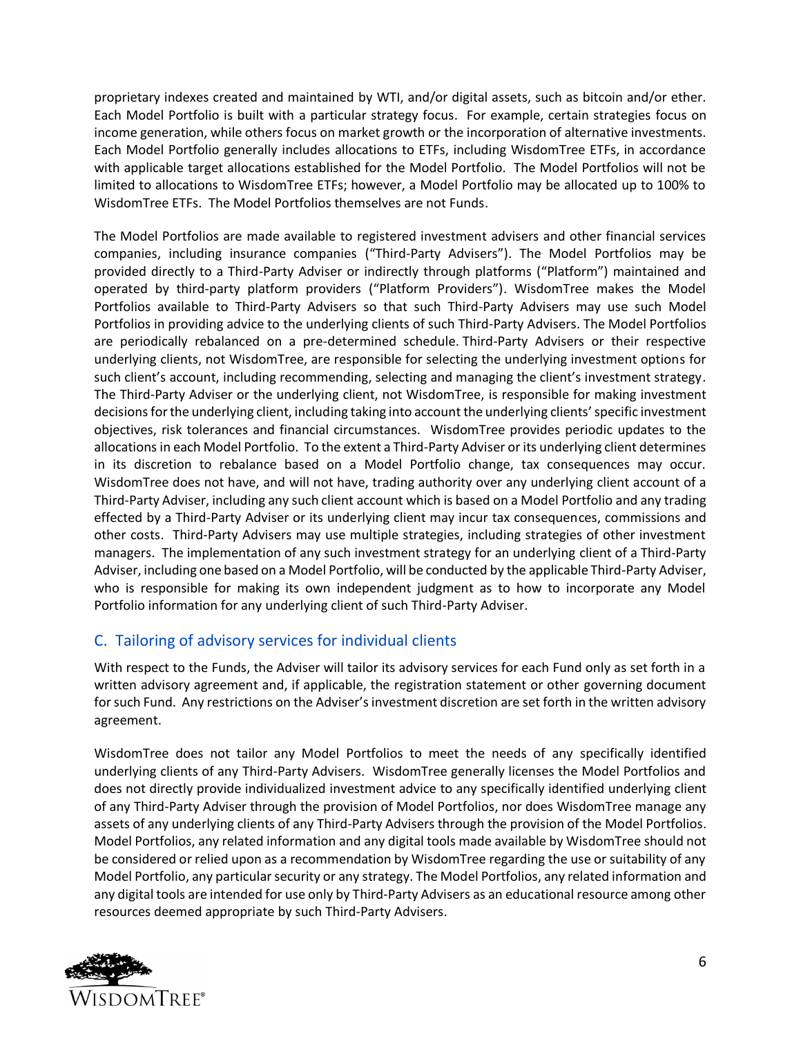proprietary indexes created and maintained by WTI, and/or digital assets, such as bitcoin and/or ether. Each Model Portfolio is built with a particular strategy focus. For example, certain strategies focus on income generation, while others focus on market growth or the incorporation of alternative investments. Each Model Portfolio generally includes allocations to ETFs, including WisdomTree ETFs, in accordance with applicable target allocations established for the Model Portfolio. The Model Portfolios will not be limited to allocations to WisdomTree ETFs; however, a Model Portfolio may be allocated up to 100% to WisdomTree ETFs. The Model Portfolios themselves are not Funds.

The Model Portfolios are made available to registered investment advisers and other financial services companies, including insurance companies ("Third-Party Advisers"). The Model Portfolios may be provided directly to a Third-Party Adviser or indirectly through platforms ("Platform") maintained and operated by third-party platform providers ("Platform Providers"). WisdomTree makes the Model Portfolios available to Third-Party Advisers so that such Third-Party Advisers may use such Model Portfolios in providing advice to the underlying clients of such Third-Party Advisers. The Model Portfolios are periodically rebalanced on a pre-determined schedule. Third-Party Advisers or their respective underlying clients, not WisdomTree, are responsible for selecting the underlying investment options for such client's account, including recommending, selecting and managing the client's investment strategy. The Third-Party Adviser or the underlying client, not WisdomTree, is responsible for making investment decisions for the underlying client, including taking into account the underlying clients' specific investment objectives, risk tolerances and financial circumstances. WisdomTree provides periodic updates to the allocations in each Model Portfolio. To the extent a Third-Party Adviser or its underlying client determines in its discretion to rebalance based on a Model Portfolio change, tax consequences may occur. WisdomTree does not have, and will not have, trading authority over any underlying client account of a Third-Party Adviser, including any such client account which is based on a Model Portfolio and any trading effected by a Third-Party Adviser or its underlying client may incur tax consequences, commissions and other costs. Third-Party Advisers may use multiple strategies, including strategies of other investment managers. The implementation of any such investment strategy for an underlying client of a Third-Party Adviser, including one based on a Model Portfolio, will be conducted by the applicable Third-Party Adviser, who is responsible for making its own independent judgment as to how to incorporate any Model Portfolio information for any underlying client of such Third-Party Adviser.

## C. Tailoring of advisory services for individual clients

With respect to the Funds, the Adviser will tailor its advisory services for each Fund only as set forth in a written advisory agreement and, if applicable, the registration statement or other governing document for such Fund. Any restrictions on the Adviser's investment discretion are set forth in the written advisory agreement.

WisdomTree does not tailor any Model Portfolios to meet the needs of any specifically identified underlying clients of any Third-Party Advisers. WisdomTree generally licenses the Model Portfolios and does not directly provide individualized investment advice to any specifically identified underlying client of any Third-Party Adviser through the provision of Model Portfolios, nor does WisdomTree manage any assets of any underlying clients of any Third-Party Advisers through the provision of the Model Portfolios. Model Portfolios, any related information and any digital tools made available by WisdomTree should not be considered or relied upon as a recommendation by WisdomTree regarding the use or suitability of any Model Portfolio, any particular security or any strategy. The Model Portfolios, any related information and any digital tools are intended for use only by Third-Party Advisers as an educational resource among other resources deemed appropriate by such Third-Party Advisers.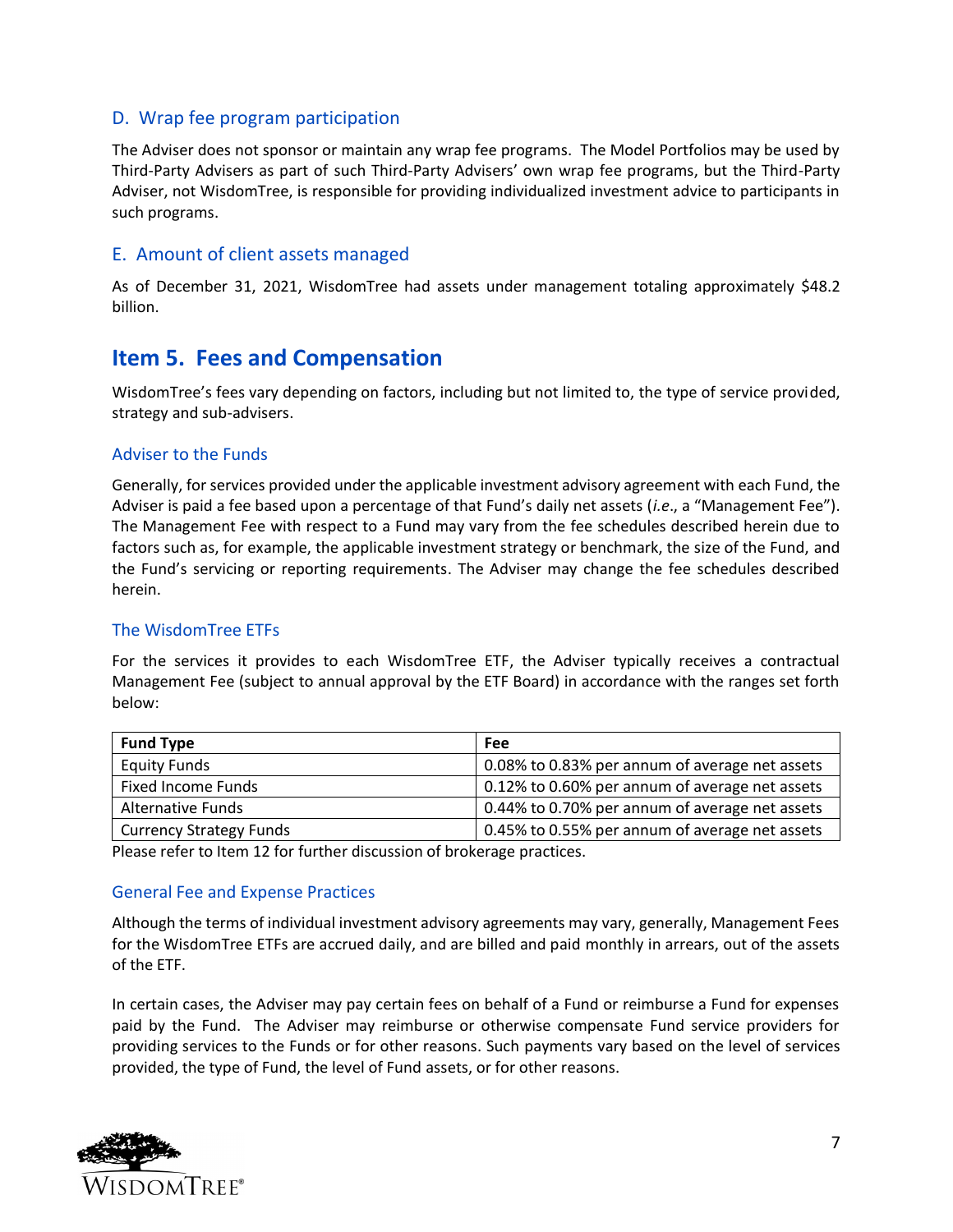### D. Wrap fee program participation

The Adviser does not sponsor or maintain any wrap fee programs. The Model Portfolios may be used by Third-Party Advisers as part of such Third-Party Advisers' own wrap fee programs, but the Third-Party Adviser, not WisdomTree, is responsible for providing individualized investment advice to participants in such programs.

### E. Amount of client assets managed

As of December 31, 2021, WisdomTree had assets under management totaling approximately $48.2 billion.

## Item 5. Fees and Compensation

WisdomTree's fees vary depending on factors, including but not limited to, the type of service provided, strategy and sub-advisers.

### Adviser to the Funds

Generally, for services provided under the applicable investment advisory agreement with each Fund, the Adviser is paid a fee based upon a percentage of that Fund's daily net assets (*i.e*., a "Management Fee"). The Management Fee with respect to a Fund may vary from the fee schedules described herein due to factors such as, for example, the applicable investment strategy or benchmark, the size of the Fund, and the Fund's servicing or reporting requirements. The Adviser may change the fee schedules described herein.

### The WisdomTree ETFs

For the services it provides to each WisdomTree ETF, the Adviser typically receives a contractual Management Fee (subject to annual approval by the ETF Board) in accordance with the ranges set forth below:

| Fund Type | Fee |
|---|---|
| Equity Funds | 0.08% to 0.83% per annum of average net assets |
| Fixed Income Funds | 0.12% to 0.60% per annum of average net assets |
| Alternative Funds | 0.44% to 0.70% per annum of average net assets |
| Currency Strategy Funds | 0.45% to 0.55% per annum of average net assets |

Please refer to Item 12 for further discussion of brokerage practices.

### General Fee and Expense Practices

Although the terms of individual investment advisory agreements may vary, generally, Management Fees for the WisdomTree ETFs are accrued daily, and are billed and paid monthly in arrears, out of the assets of the ETF.

In certain cases, the Adviser may pay certain fees on behalf of a Fund or reimburse a Fund for expenses paid by the Fund. The Adviser may reimburse or otherwise compensate Fund service providers for providing services to the Funds or for other reasons. Such payments vary based on the level of services provided, the type of Fund, the level of Fund assets, or for other reasons.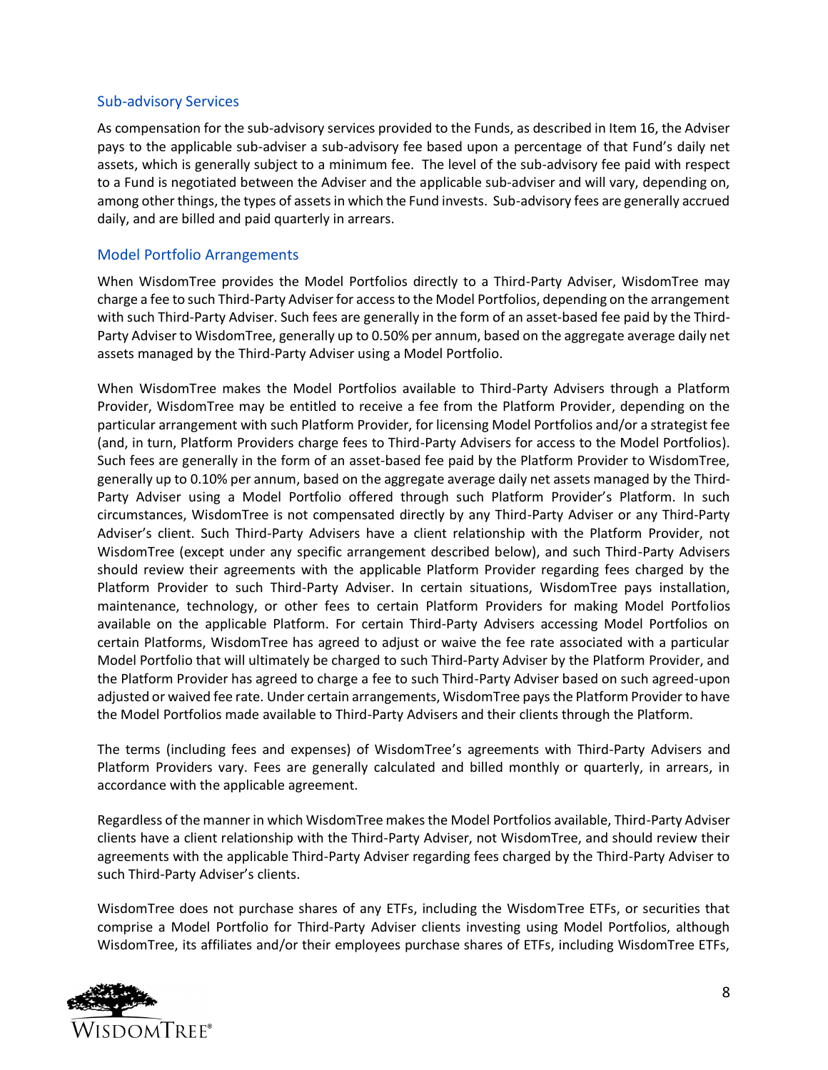### Sub-advisory Services

As compensation for the sub-advisory services provided to the Funds, as described in Item 16, the Adviser pays to the applicable sub-adviser a sub-advisory fee based upon a percentage of that Fund's daily net assets, which is generally subject to a minimum fee. The level of the sub-advisory fee paid with respect to a Fund is negotiated between the Adviser and the applicable sub-adviser and will vary, depending on, among other things, the types of assets in which the Fund invests. Sub-advisory fees are generally accrued daily, and are billed and paid quarterly in arrears.

### Model Portfolio Arrangements

When WisdomTree provides the Model Portfolios directly to a Third-Party Adviser, WisdomTree may charge a fee to such Third-Party Adviser for access to the Model Portfolios, depending on the arrangement with such Third-Party Adviser. Such fees are generally in the form of an asset-based fee paid by the Third-Party Adviser to WisdomTree, generally up to 0.50% per annum, based on the aggregate average daily net assets managed by the Third-Party Adviser using a Model Portfolio.

When WisdomTree makes the Model Portfolios available to Third-Party Advisers through a Platform Provider, WisdomTree may be entitled to receive a fee from the Platform Provider, depending on the particular arrangement with such Platform Provider, for licensing Model Portfolios and/or a strategist fee (and, in turn, Platform Providers charge fees to Third-Party Advisers for access to the Model Portfolios). Such fees are generally in the form of an asset-based fee paid by the Platform Provider to WisdomTree, generally up to 0.10% per annum, based on the aggregate average daily net assets managed by the Third-Party Adviser using a Model Portfolio offered through such Platform Provider's Platform. In such circumstances, WisdomTree is not compensated directly by any Third-Party Adviser or any Third-Party Adviser's client. Such Third-Party Advisers have a client relationship with the Platform Provider, not WisdomTree (except under any specific arrangement described below), and such Third-Party Advisers should review their agreements with the applicable Platform Provider regarding fees charged by the Platform Provider to such Third-Party Adviser. In certain situations, WisdomTree pays installation, maintenance, technology, or other fees to certain Platform Providers for making Model Portfolios available on the applicable Platform. For certain Third-Party Advisers accessing Model Portfolios on certain Platforms, WisdomTree has agreed to adjust or waive the fee rate associated with a particular Model Portfolio that will ultimately be charged to such Third-Party Adviser by the Platform Provider, and the Platform Provider has agreed to charge a fee to such Third-Party Adviser based on such agreed-upon adjusted or waived fee rate. Under certain arrangements, WisdomTree pays the Platform Provider to have the Model Portfolios made available to Third-Party Advisers and their clients through the Platform.

The terms (including fees and expenses) of WisdomTree's agreements with Third-Party Advisers and Platform Providers vary. Fees are generally calculated and billed monthly or quarterly, in arrears, in accordance with the applicable agreement.

Regardless of the manner in which WisdomTree makes the Model Portfolios available, Third-Party Adviser clients have a client relationship with the Third-Party Adviser, not WisdomTree, and should review their agreements with the applicable Third-Party Adviser regarding fees charged by the Third-Party Adviser to such Third-Party Adviser's clients.

WisdomTree does not purchase shares of any ETFs, including the WisdomTree ETFs, or securities that comprise a Model Portfolio for Third-Party Adviser clients investing using Model Portfolios, although WisdomTree, its affiliates and/or their employees purchase shares of ETFs, including WisdomTree ETFs,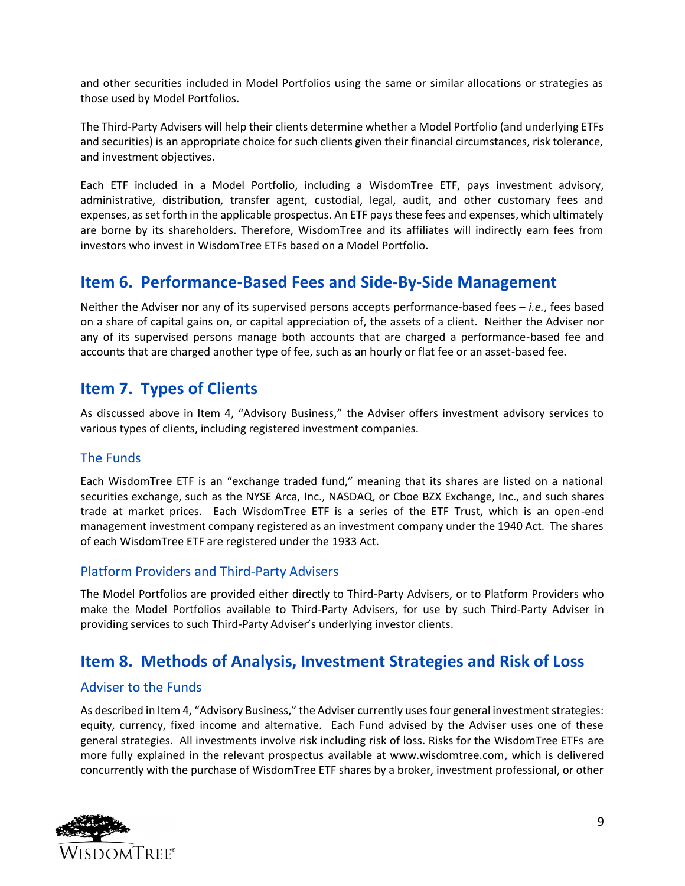and other securities included in Model Portfolios using the same or similar allocations or strategies as those used by Model Portfolios.

The Third-Party Advisers will help their clients determine whether a Model Portfolio (and underlying ETFs and securities) is an appropriate choice for such clients given their financial circumstances, risk tolerance, and investment objectives.

Each ETF included in a Model Portfolio, including a WisdomTree ETF, pays investment advisory, administrative, distribution, transfer agent, custodial, legal, audit, and other customary fees and expenses, as set forth in the applicable prospectus. An ETF pays these fees and expenses, which ultimately are borne by its shareholders. Therefore, WisdomTree and its affiliates will indirectly earn fees from investors who invest in WisdomTree ETFs based on a Model Portfolio.

## Item 6. Performance-Based Fees and Side-By-Side Management

Neither the Adviser nor any of its supervised persons accepts performance-based fees – *i.e.*, fees based on a share of capital gains on, or capital appreciation of, the assets of a client. Neither the Adviser nor any of its supervised persons manage both accounts that are charged a performance-based fee and accounts that are charged another type of fee, such as an hourly or flat fee or an asset-based fee.

## Item 7. Types of Clients

As discussed above in Item 4, "Advisory Business," the Adviser offers investment advisory services to various types of clients, including registered investment companies.

### The Funds

Each WisdomTree ETF is an "exchange traded fund," meaning that its shares are listed on a national securities exchange, such as the NYSE Arca, Inc., NASDAQ, or Cboe BZX Exchange, Inc., and such shares trade at market prices. Each WisdomTree ETF is a series of the ETF Trust, which is an open-end management investment company registered as an investment company under the 1940 Act. The shares of each WisdomTree ETF are registered under the 1933 Act.

### Platform Providers and Third-Party Advisers

The Model Portfolios are provided either directly to Third-Party Advisers, or to Platform Providers who make the Model Portfolios available to Third-Party Advisers, for use by such Third-Party Adviser in providing services to such Third-Party Adviser's underlying investor clients.

## Item 8. Methods of Analysis, Investment Strategies and Risk of Loss

### Adviser to the Funds

As described in Item 4, "Advisory Business," the Adviser currently uses four general investment strategies: equity, currency, fixed income and alternative. Each Fund advised by the Adviser uses one of these general strategies. All investments involve risk including risk of loss. Risks for the WisdomTree ETFs are more fully explained in the relevant prospectus available at www.wisdomtree.com, which is delivered concurrently with the purchase of WisdomTree ETF shares by a broker, investment professional, or other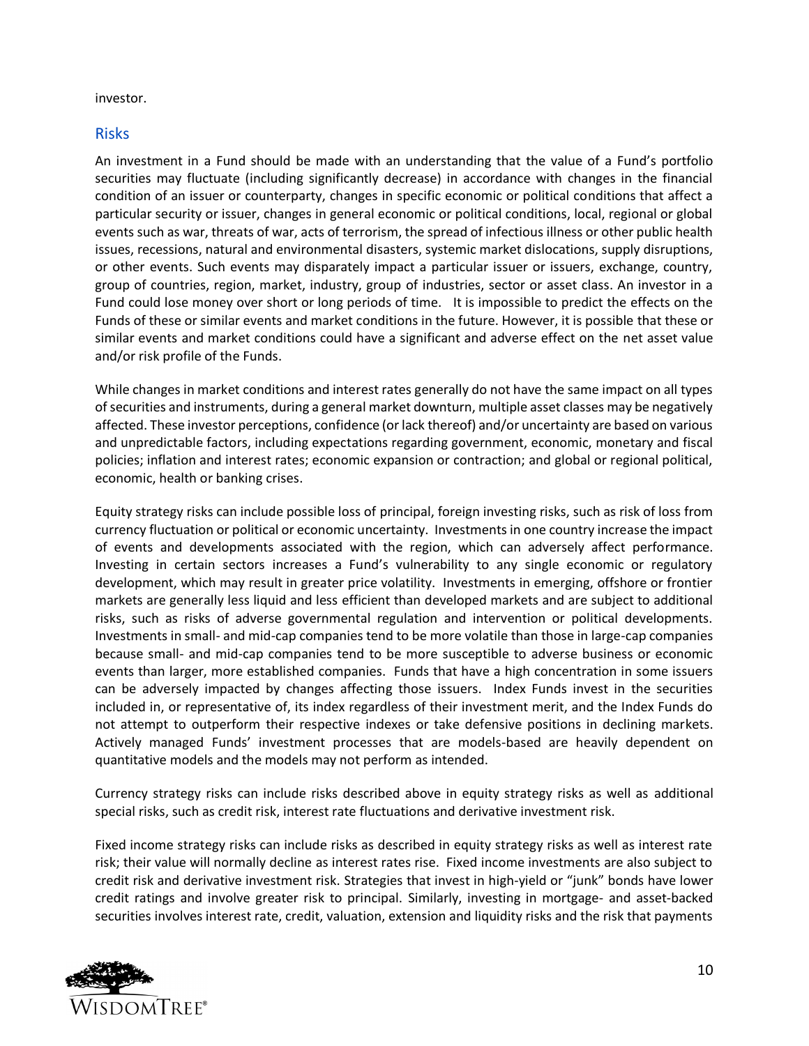investor.

## Risks

An investment in a Fund should be made with an understanding that the value of a Fund's portfolio securities may fluctuate (including significantly decrease) in accordance with changes in the financial condition of an issuer or counterparty, changes in specific economic or political conditions that affect a particular security or issuer, changes in general economic or political conditions, local, regional or global events such as war, threats of war, acts of terrorism, the spread of infectious illness or other public health issues, recessions, natural and environmental disasters, systemic market dislocations, supply disruptions, or other events. Such events may disparately impact a particular issuer or issuers, exchange, country, group of countries, region, market, industry, group of industries, sector or asset class. An investor in a Fund could lose money over short or long periods of time. It is impossible to predict the effects on the Funds of these or similar events and market conditions in the future. However, it is possible that these or similar events and market conditions could have a significant and adverse effect on the net asset value and/or risk profile of the Funds.

While changes in market conditions and interest rates generally do not have the same impact on all types of securities and instruments, during a general market downturn, multiple asset classes may be negatively affected. These investor perceptions, confidence (or lack thereof) and/or uncertainty are based on various and unpredictable factors, including expectations regarding government, economic, monetary and fiscal policies; inflation and interest rates; economic expansion or contraction; and global or regional political, economic, health or banking crises.

Equity strategy risks can include possible loss of principal, foreign investing risks, such as risk of loss from currency fluctuation or political or economic uncertainty. Investments in one country increase the impact of events and developments associated with the region, which can adversely affect performance. Investing in certain sectors increases a Fund's vulnerability to any single economic or regulatory development, which may result in greater price volatility. Investments in emerging, offshore or frontier markets are generally less liquid and less efficient than developed markets and are subject to additional risks, such as risks of adverse governmental regulation and intervention or political developments. Investments in small- and mid-cap companies tend to be more volatile than those in large-cap companies because small- and mid-cap companies tend to be more susceptible to adverse business or economic events than larger, more established companies. Funds that have a high concentration in some issuers can be adversely impacted by changes affecting those issuers. Index Funds invest in the securities included in, or representative of, its index regardless of their investment merit, and the Index Funds do not attempt to outperform their respective indexes or take defensive positions in declining markets. Actively managed Funds' investment processes that are models-based are heavily dependent on quantitative models and the models may not perform as intended.

Currency strategy risks can include risks described above in equity strategy risks as well as additional special risks, such as credit risk, interest rate fluctuations and derivative investment risk.

Fixed income strategy risks can include risks as described in equity strategy risks as well as interest rate risk; their value will normally decline as interest rates rise. Fixed income investments are also subject to credit risk and derivative investment risk. Strategies that invest in high-yield or "junk" bonds have lower credit ratings and involve greater risk to principal. Similarly, investing in mortgage- and asset-backed securities involves interest rate, credit, valuation, extension and liquidity risks and the risk that payments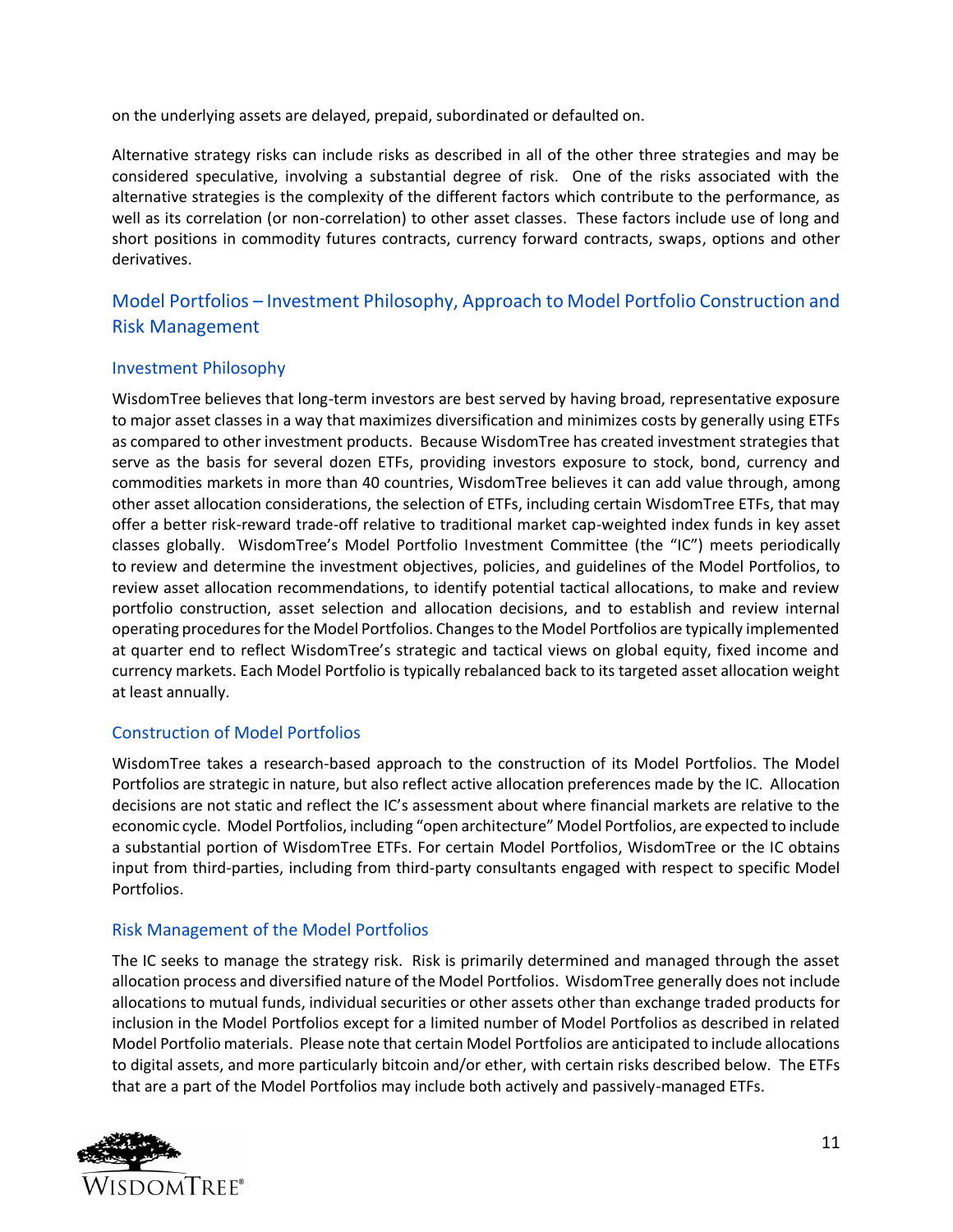on the underlying assets are delayed, prepaid, subordinated or defaulted on.

Alternative strategy risks can include risks as described in all of the other three strategies and may be considered speculative, involving a substantial degree of risk. One of the risks associated with the alternative strategies is the complexity of the different factors which contribute to the performance, as well as its correlation (or non-correlation) to other asset classes. These factors include use of long and short positions in commodity futures contracts, currency forward contracts, swaps, options and other derivatives.

## Model Portfolios – Investment Philosophy, Approach to Model Portfolio Construction and Risk Management

### Investment Philosophy

WisdomTree believes that long-term investors are best served by having broad, representative exposure to major asset classes in a way that maximizes diversification and minimizes costs by generally using ETFs as compared to other investment products. Because WisdomTree has created investment strategies that serve as the basis for several dozen ETFs, providing investors exposure to stock, bond, currency and commodities markets in more than 40 countries, WisdomTree believes it can add value through, among other asset allocation considerations, the selection of ETFs, including certain WisdomTree ETFs, that may offer a better risk-reward trade-off relative to traditional market cap-weighted index funds in key asset classes globally. WisdomTree's Model Portfolio Investment Committee (the "IC") meets periodically to review and determine the investment objectives, policies, and guidelines of the Model Portfolios, to review asset allocation recommendations, to identify potential tactical allocations, to make and review portfolio construction, asset selection and allocation decisions, and to establish and review internal operating procedures for the Model Portfolios. Changes to the Model Portfolios are typically implemented at quarter end to reflect WisdomTree's strategic and tactical views on global equity, fixed income and currency markets. Each Model Portfolio is typically rebalanced back to its targeted asset allocation weight at least annually.

### Construction of Model Portfolios

WisdomTree takes a research-based approach to the construction of its Model Portfolios. The Model Portfolios are strategic in nature, but also reflect active allocation preferences made by the IC. Allocation decisions are not static and reflect the IC's assessment about where financial markets are relative to the economic cycle. Model Portfolios, including "open architecture" Model Portfolios, are expected to include a substantial portion of WisdomTree ETFs. For certain Model Portfolios, WisdomTree or the IC obtains input from third-parties, including from third-party consultants engaged with respect to specific Model Portfolios.

### Risk Management of the Model Portfolios

The IC seeks to manage the strategy risk. Risk is primarily determined and managed through the asset allocation process and diversified nature of the Model Portfolios. WisdomTree generally does not include allocations to mutual funds, individual securities or other assets other than exchange traded products for inclusion in the Model Portfolios except for a limited number of Model Portfolios as described in related Model Portfolio materials. Please note that certain Model Portfolios are anticipated to include allocations to digital assets, and more particularly bitcoin and/or ether, with certain risks described below. The ETFs that are a part of the Model Portfolios may include both actively and passively-managed ETFs.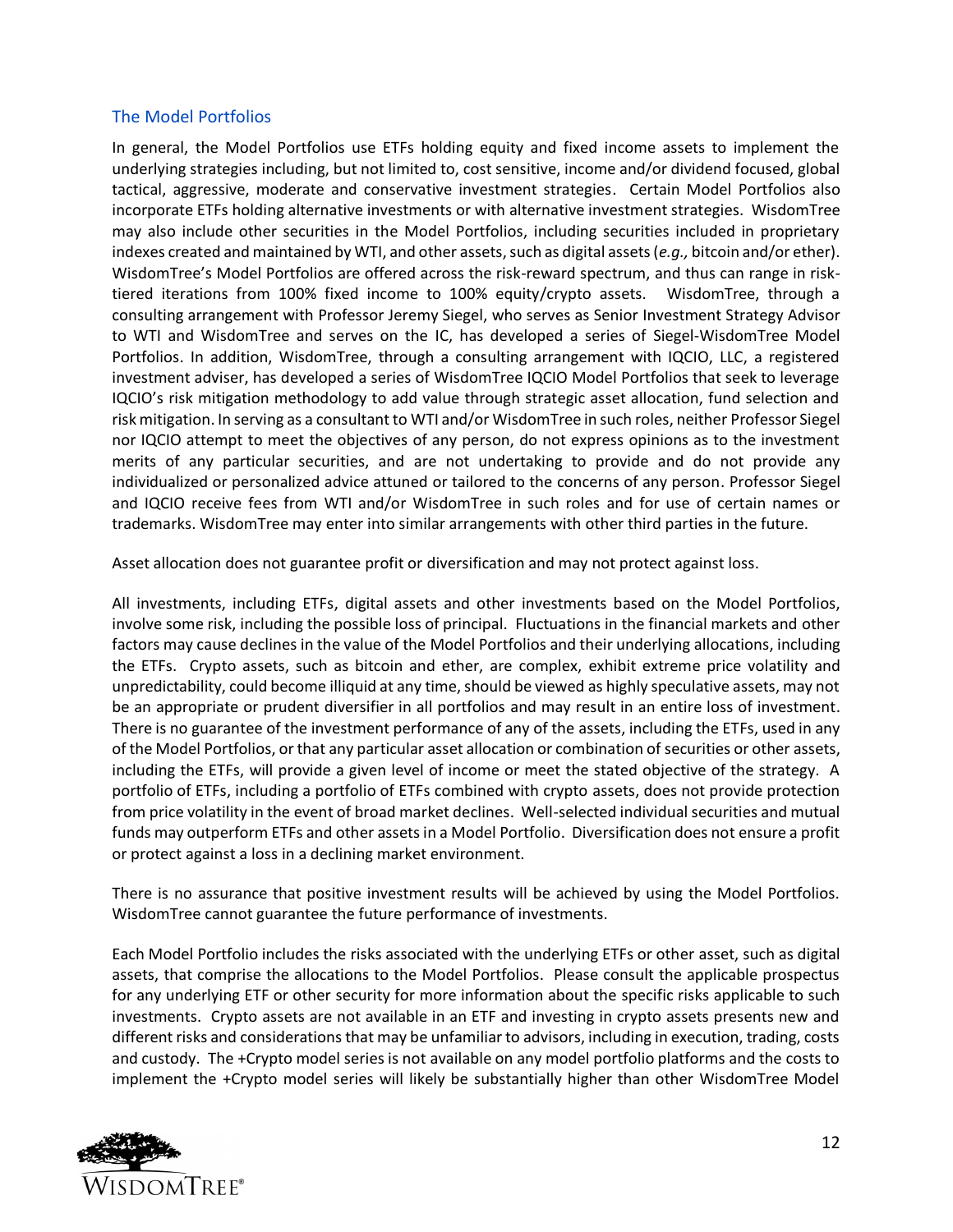## The Model Portfolios

In general, the Model Portfolios use ETFs holding equity and fixed income assets to implement the underlying strategies including, but not limited to, cost sensitive, income and/or dividend focused, global tactical, aggressive, moderate and conservative investment strategies. Certain Model Portfolios also incorporate ETFs holding alternative investments or with alternative investment strategies. WisdomTree may also include other securities in the Model Portfolios, including securities included in proprietary indexes created and maintained by WTI, and other assets, such as digital assets (*e.g.,* bitcoin and/or ether). WisdomTree's Model Portfolios are offered across the risk-reward spectrum, and thus can range in risk-tiered iterations from 100% fixed income to 100% equity/crypto assets. WisdomTree, through a consulting arrangement with Professor Jeremy Siegel, who serves as Senior Investment Strategy Advisor to WTI and WisdomTree and serves on the IC, has developed a series of Siegel-WisdomTree Model Portfolios. In addition, WisdomTree, through a consulting arrangement with IQCIO, LLC, a registered investment adviser, has developed a series of WisdomTree IQCIO Model Portfolios that seek to leverage IQCIO's risk mitigation methodology to add value through strategic asset allocation, fund selection and risk mitigation. In serving as a consultant to WTI and/or WisdomTree in such roles, neither Professor Siegel nor IQCIO attempt to meet the objectives of any person, do not express opinions as to the investment merits of any particular securities, and are not undertaking to provide and do not provide any individualized or personalized advice attuned or tailored to the concerns of any person. Professor Siegel and IQCIO receive fees from WTI and/or WisdomTree in such roles and for use of certain names or trademarks. WisdomTree may enter into similar arrangements with other third parties in the future.

Asset allocation does not guarantee profit or diversification and may not protect against loss.

All investments, including ETFs, digital assets and other investments based on the Model Portfolios, involve some risk, including the possible loss of principal. Fluctuations in the financial markets and other factors may cause declines in the value of the Model Portfolios and their underlying allocations, including the ETFs. Crypto assets, such as bitcoin and ether, are complex, exhibit extreme price volatility and unpredictability, could become illiquid at any time, should be viewed as highly speculative assets, may not be an appropriate or prudent diversifier in all portfolios and may result in an entire loss of investment. There is no guarantee of the investment performance of any of the assets, including the ETFs, used in any of the Model Portfolios, or that any particular asset allocation or combination of securities or other assets, including the ETFs, will provide a given level of income or meet the stated objective of the strategy. A portfolio of ETFs, including a portfolio of ETFs combined with crypto assets, does not provide protection from price volatility in the event of broad market declines. Well-selected individual securities and mutual funds may outperform ETFs and other assets in a Model Portfolio. Diversification does not ensure a profit or protect against a loss in a declining market environment.

There is no assurance that positive investment results will be achieved by using the Model Portfolios. WisdomTree cannot guarantee the future performance of investments.

Each Model Portfolio includes the risks associated with the underlying ETFs or other asset, such as digital assets, that comprise the allocations to the Model Portfolios. Please consult the applicable prospectus for any underlying ETF or other security for more information about the specific risks applicable to such investments. Crypto assets are not available in an ETF and investing in crypto assets presents new and different risks and considerations that may be unfamiliar to advisors, including in execution, trading, costs and custody. The +Crypto model series is not available on any model portfolio platforms and the costs to implement the +Crypto model series will likely be substantially higher than other WisdomTree Model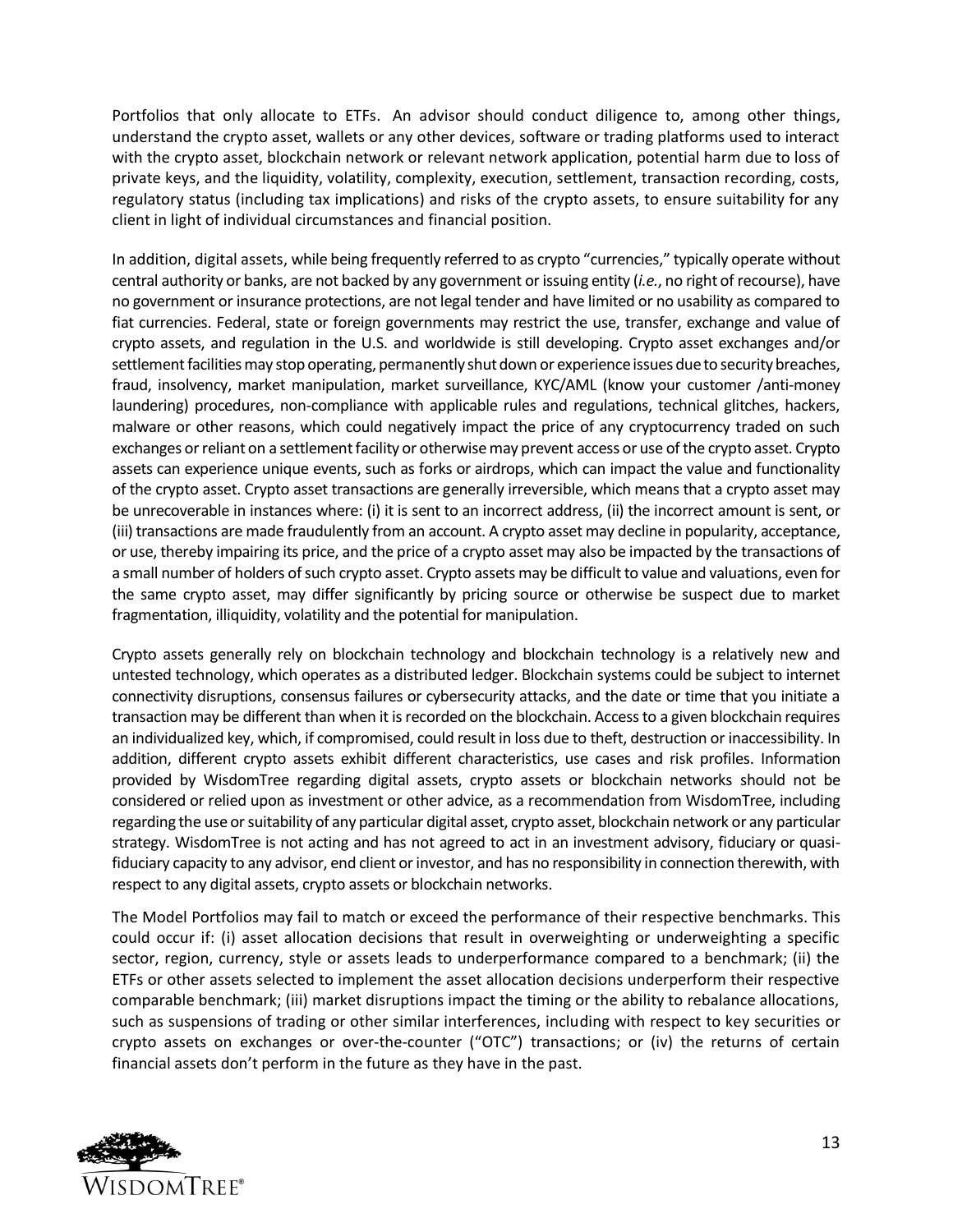Portfolios that only allocate to ETFs. An advisor should conduct diligence to, among other things, understand the crypto asset, wallets or any other devices, software or trading platforms used to interact with the crypto asset, blockchain network or relevant network application, potential harm due to loss of private keys, and the liquidity, volatility, complexity, execution, settlement, transaction recording, costs, regulatory status (including tax implications) and risks of the crypto assets, to ensure suitability for any client in light of individual circumstances and financial position.

In addition, digital assets, while being frequently referred to as crypto "currencies," typically operate without central authority or banks, are not backed by any government or issuing entity (*i.e.*, no right of recourse), have no government or insurance protections, are not legal tender and have limited or no usability as compared to fiat currencies. Federal, state or foreign governments may restrict the use, transfer, exchange and value of crypto assets, and regulation in the U.S. and worldwide is still developing. Crypto asset exchanges and/or settlement facilities may stop operating, permanently shut down or experience issues due to security breaches, fraud, insolvency, market manipulation, market surveillance, KYC/AML (know your customer /anti-money laundering) procedures, non-compliance with applicable rules and regulations, technical glitches, hackers, malware or other reasons, which could negatively impact the price of any cryptocurrency traded on such exchanges or reliant on a settlement facility or otherwise may prevent access or use of the crypto asset. Crypto assets can experience unique events, such as forks or airdrops, which can impact the value and functionality of the crypto asset. Crypto asset transactions are generally irreversible, which means that a crypto asset may be unrecoverable in instances where: (i) it is sent to an incorrect address, (ii) the incorrect amount is sent, or (iii) transactions are made fraudulently from an account. A crypto asset may decline in popularity, acceptance, or use, thereby impairing its price, and the price of a crypto asset may also be impacted by the transactions of a small number of holders of such crypto asset. Crypto assets may be difficult to value and valuations, even for the same crypto asset, may differ significantly by pricing source or otherwise be suspect due to market fragmentation, illiquidity, volatility and the potential for manipulation.

Crypto assets generally rely on blockchain technology and blockchain technology is a relatively new and untested technology, which operates as a distributed ledger. Blockchain systems could be subject to internet connectivity disruptions, consensus failures or cybersecurity attacks, and the date or time that you initiate a transaction may be different than when it is recorded on the blockchain. Access to a given blockchain requires an individualized key, which, if compromised, could result in loss due to theft, destruction or inaccessibility. In addition, different crypto assets exhibit different characteristics, use cases and risk profiles. Information provided by WisdomTree regarding digital assets, crypto assets or blockchain networks should not be considered or relied upon as investment or other advice, as a recommendation from WisdomTree, including regarding the use or suitability of any particular digital asset, crypto asset, blockchain network or any particular strategy. WisdomTree is not acting and has not agreed to act in an investment advisory, fiduciary or quasi-fiduciary capacity to any advisor, end client or investor, and has no responsibility in connection therewith, with respect to any digital assets, crypto assets or blockchain networks.

The Model Portfolios may fail to match or exceed the performance of their respective benchmarks. This could occur if: (i) asset allocation decisions that result in overweighting or underweighting a specific sector, region, currency, style or assets leads to underperformance compared to a benchmark; (ii) the ETFs or other assets selected to implement the asset allocation decisions underperform their respective comparable benchmark; (iii) market disruptions impact the timing or the ability to rebalance allocations, such as suspensions of trading or other similar interferences, including with respect to key securities or crypto assets on exchanges or over-the-counter ("OTC") transactions; or (iv) the returns of certain financial assets don't perform in the future as they have in the past.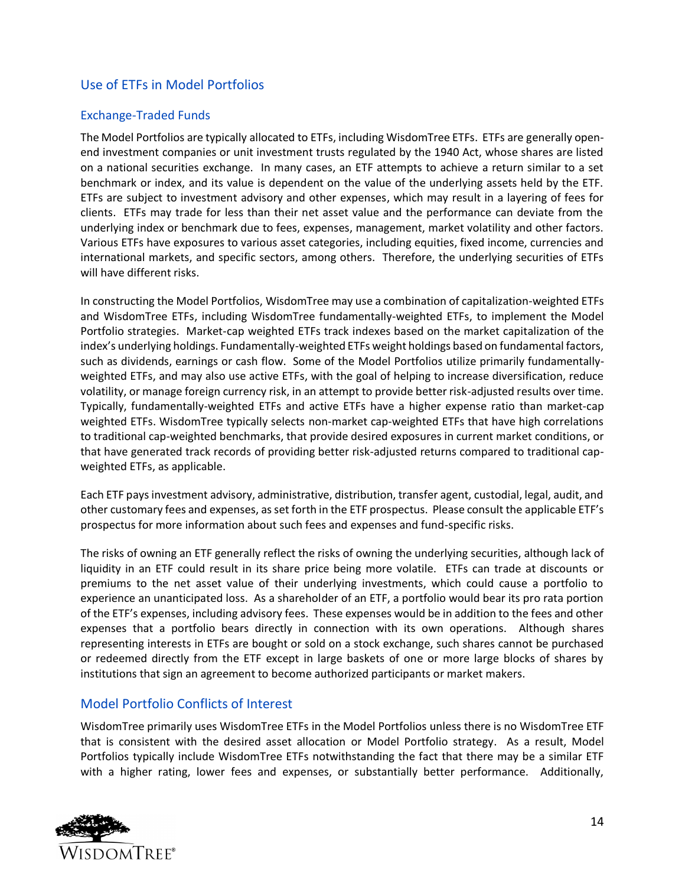## Use of ETFs in Model Portfolios

### Exchange-Traded Funds

The Model Portfolios are typically allocated to ETFs, including WisdomTree ETFs. ETFs are generally open-end investment companies or unit investment trusts regulated by the 1940 Act, whose shares are listed on a national securities exchange. In many cases, an ETF attempts to achieve a return similar to a set benchmark or index, and its value is dependent on the value of the underlying assets held by the ETF. ETFs are subject to investment advisory and other expenses, which may result in a layering of fees for clients. ETFs may trade for less than their net asset value and the performance can deviate from the underlying index or benchmark due to fees, expenses, management, market volatility and other factors. Various ETFs have exposures to various asset categories, including equities, fixed income, currencies and international markets, and specific sectors, among others. Therefore, the underlying securities of ETFs will have different risks.

In constructing the Model Portfolios, WisdomTree may use a combination of capitalization-weighted ETFs and WisdomTree ETFs, including WisdomTree fundamentally-weighted ETFs, to implement the Model Portfolio strategies. Market-cap weighted ETFs track indexes based on the market capitalization of the index's underlying holdings. Fundamentally-weighted ETFs weight holdings based on fundamental factors, such as dividends, earnings or cash flow. Some of the Model Portfolios utilize primarily fundamentally-weighted ETFs, and may also use active ETFs, with the goal of helping to increase diversification, reduce volatility, or manage foreign currency risk, in an attempt to provide better risk-adjusted results over time. Typically, fundamentally-weighted ETFs and active ETFs have a higher expense ratio than market-cap weighted ETFs. WisdomTree typically selects non-market cap-weighted ETFs that have high correlations to traditional cap-weighted benchmarks, that provide desired exposures in current market conditions, or that have generated track records of providing better risk-adjusted returns compared to traditional cap-weighted ETFs, as applicable.

Each ETF pays investment advisory, administrative, distribution, transfer agent, custodial, legal, audit, and other customary fees and expenses, as set forth in the ETF prospectus. Please consult the applicable ETF's prospectus for more information about such fees and expenses and fund-specific risks.

The risks of owning an ETF generally reflect the risks of owning the underlying securities, although lack of liquidity in an ETF could result in its share price being more volatile. ETFs can trade at discounts or premiums to the net asset value of their underlying investments, which could cause a portfolio to experience an unanticipated loss. As a shareholder of an ETF, a portfolio would bear its pro rata portion of the ETF's expenses, including advisory fees. These expenses would be in addition to the fees and other expenses that a portfolio bears directly in connection with its own operations. Although shares representing interests in ETFs are bought or sold on a stock exchange, such shares cannot be purchased or redeemed directly from the ETF except in large baskets of one or more large blocks of shares by institutions that sign an agreement to become authorized participants or market makers.

## Model Portfolio Conflicts of Interest

WisdomTree primarily uses WisdomTree ETFs in the Model Portfolios unless there is no WisdomTree ETF that is consistent with the desired asset allocation or Model Portfolio strategy. As a result, Model Portfolios typically include WisdomTree ETFs notwithstanding the fact that there may be a similar ETF with a higher rating, lower fees and expenses, or substantially better performance. Additionally,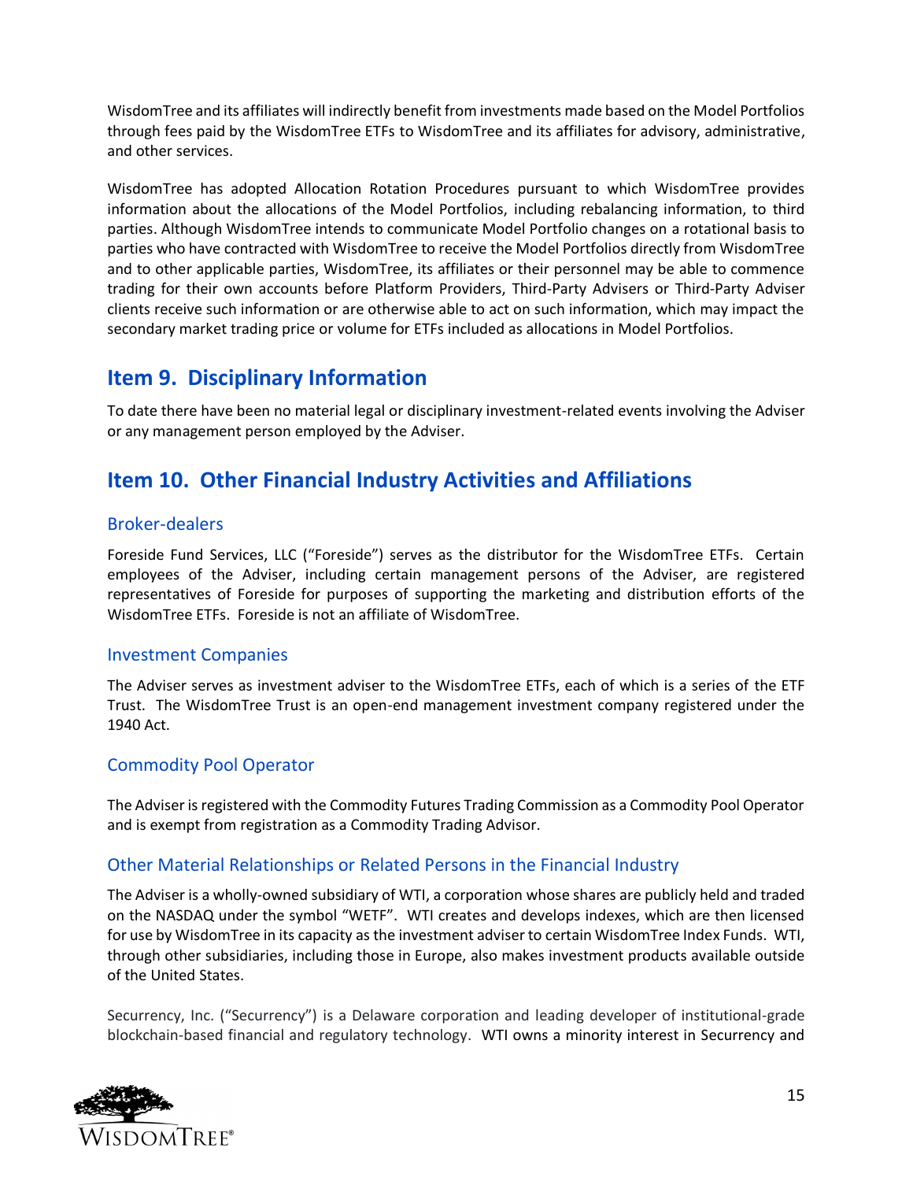WisdomTree and its affiliates will indirectly benefit from investments made based on the Model Portfolios through fees paid by the WisdomTree ETFs to WisdomTree and its affiliates for advisory, administrative, and other services.

WisdomTree has adopted Allocation Rotation Procedures pursuant to which WisdomTree provides information about the allocations of the Model Portfolios, including rebalancing information, to third parties. Although WisdomTree intends to communicate Model Portfolio changes on a rotational basis to parties who have contracted with WisdomTree to receive the Model Portfolios directly from WisdomTree and to other applicable parties, WisdomTree, its affiliates or their personnel may be able to commence trading for their own accounts before Platform Providers, Third-Party Advisers or Third-Party Adviser clients receive such information or are otherwise able to act on such information, which may impact the secondary market trading price or volume for ETFs included as allocations in Model Portfolios.

## Item 9. Disciplinary Information

To date there have been no material legal or disciplinary investment-related events involving the Adviser or any management person employed by the Adviser.

## Item 10. Other Financial Industry Activities and Affiliations

### Broker-dealers

Foreside Fund Services, LLC ("Foreside") serves as the distributor for the WisdomTree ETFs. Certain employees of the Adviser, including certain management persons of the Adviser, are registered representatives of Foreside for purposes of supporting the marketing and distribution efforts of the WisdomTree ETFs. Foreside is not an affiliate of WisdomTree.

### Investment Companies

The Adviser serves as investment adviser to the WisdomTree ETFs, each of which is a series of the ETF Trust. The WisdomTree Trust is an open-end management investment company registered under the 1940 Act.

### Commodity Pool Operator

The Adviser is registered with the Commodity Futures Trading Commission as a Commodity Pool Operator and is exempt from registration as a Commodity Trading Advisor.

### Other Material Relationships or Related Persons in the Financial Industry

The Adviser is a wholly-owned subsidiary of WTI, a corporation whose shares are publicly held and traded on the NASDAQ under the symbol "WETF". WTI creates and develops indexes, which are then licensed for use by WisdomTree in its capacity as the investment adviser to certain WisdomTree Index Funds. WTI, through other subsidiaries, including those in Europe, also makes investment products available outside of the United States.

Securrency, Inc. ("Securrency") is a Delaware corporation and leading developer of institutional-grade blockchain-based financial and regulatory technology. WTI owns a minority interest in Securrency and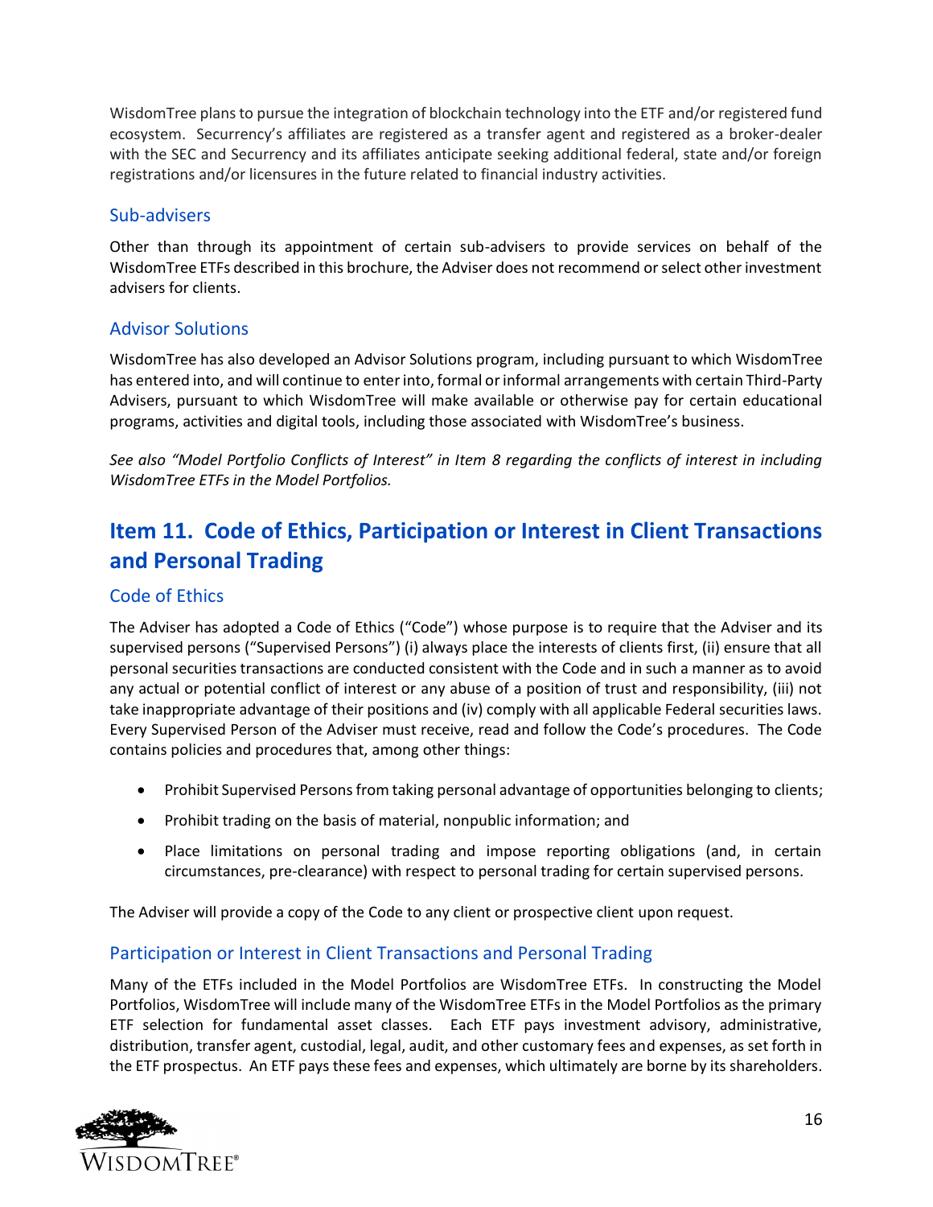WisdomTree plans to pursue the integration of blockchain technology into the ETF and/or registered fund ecosystem. Securrency's affiliates are registered as a transfer agent and registered as a broker-dealer with the SEC and Securrency and its affiliates anticipate seeking additional federal, state and/or foreign registrations and/or licensures in the future related to financial industry activities.

### Sub-advisers

Other than through its appointment of certain sub-advisers to provide services on behalf of the WisdomTree ETFs described in this brochure, the Adviser does not recommend or select other investment advisers for clients.

### Advisor Solutions

WisdomTree has also developed an Advisor Solutions program, including pursuant to which WisdomTree has entered into, and will continue to enter into, formal or informal arrangements with certain Third-Party Advisers, pursuant to which WisdomTree will make available or otherwise pay for certain educational programs, activities and digital tools, including those associated with WisdomTree's business.

*See also "Model Portfolio Conflicts of Interest" in Item 8 regarding the conflicts of interest in including WisdomTree ETFs in the Model Portfolios.*

## Item 11. Code of Ethics, Participation or Interest in Client Transactions and Personal Trading

### Code of Ethics

The Adviser has adopted a Code of Ethics ("Code") whose purpose is to require that the Adviser and its supervised persons ("Supervised Persons") (i) always place the interests of clients first, (ii) ensure that all personal securities transactions are conducted consistent with the Code and in such a manner as to avoid any actual or potential conflict of interest or any abuse of a position of trust and responsibility, (iii) not take inappropriate advantage of their positions and (iv) comply with all applicable Federal securities laws. Every Supervised Person of the Adviser must receive, read and follow the Code's procedures. The Code contains policies and procedures that, among other things:

- Prohibit Supervised Persons from taking personal advantage of opportunities belonging to clients;
- Prohibit trading on the basis of material, nonpublic information; and
- Place limitations on personal trading and impose reporting obligations (and, in certain circumstances, pre-clearance) with respect to personal trading for certain supervised persons.

The Adviser will provide a copy of the Code to any client or prospective client upon request.

### Participation or Interest in Client Transactions and Personal Trading

Many of the ETFs included in the Model Portfolios are WisdomTree ETFs. In constructing the Model Portfolios, WisdomTree will include many of the WisdomTree ETFs in the Model Portfolios as the primary ETF selection for fundamental asset classes. Each ETF pays investment advisory, administrative, distribution, transfer agent, custodial, legal, audit, and other customary fees and expenses, as set forth in the ETF prospectus. An ETF pays these fees and expenses, which ultimately are borne by its shareholders.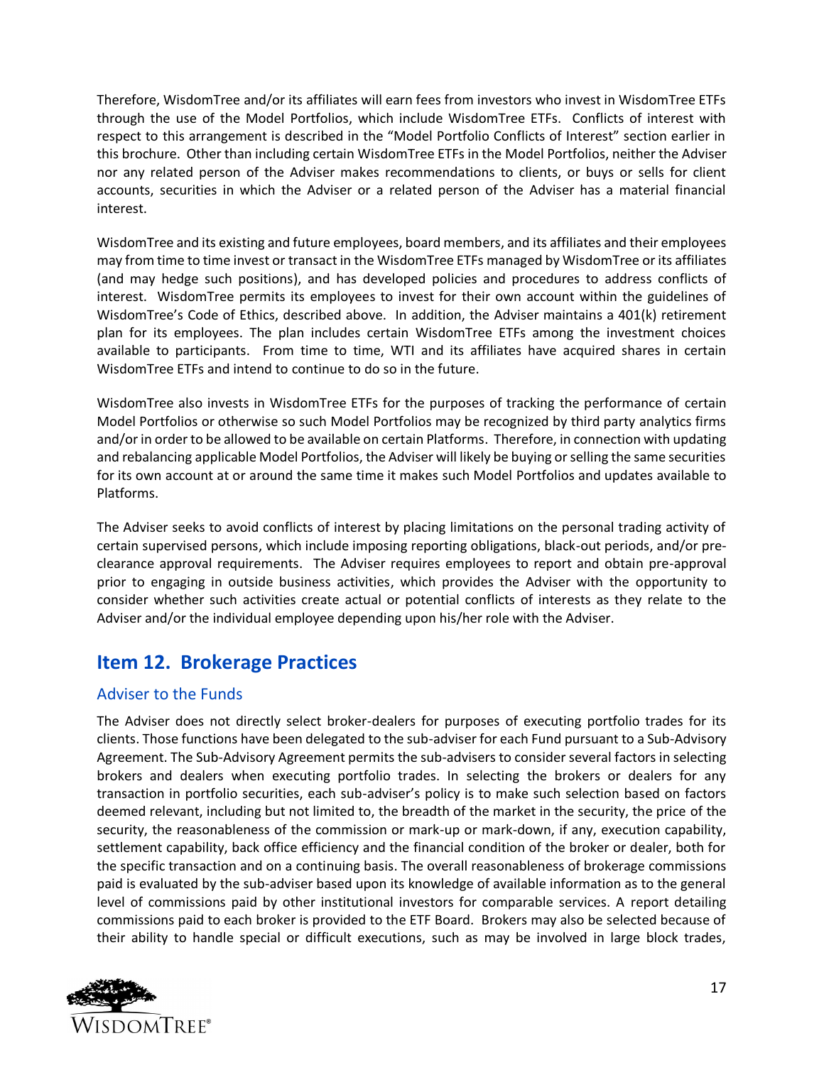Therefore, WisdomTree and/or its affiliates will earn fees from investors who invest in WisdomTree ETFs through the use of the Model Portfolios, which include WisdomTree ETFs. Conflicts of interest with respect to this arrangement is described in the "Model Portfolio Conflicts of Interest" section earlier in this brochure. Other than including certain WisdomTree ETFs in the Model Portfolios, neither the Adviser nor any related person of the Adviser makes recommendations to clients, or buys or sells for client accounts, securities in which the Adviser or a related person of the Adviser has a material financial interest.

WisdomTree and its existing and future employees, board members, and its affiliates and their employees may from time to time invest or transact in the WisdomTree ETFs managed by WisdomTree or its affiliates (and may hedge such positions), and has developed policies and procedures to address conflicts of interest. WisdomTree permits its employees to invest for their own account within the guidelines of WisdomTree's Code of Ethics, described above. In addition, the Adviser maintains a 401(k) retirement plan for its employees. The plan includes certain WisdomTree ETFs among the investment choices available to participants. From time to time, WTI and its affiliates have acquired shares in certain WisdomTree ETFs and intend to continue to do so in the future.

WisdomTree also invests in WisdomTree ETFs for the purposes of tracking the performance of certain Model Portfolios or otherwise so such Model Portfolios may be recognized by third party analytics firms and/or in order to be allowed to be available on certain Platforms. Therefore, in connection with updating and rebalancing applicable Model Portfolios, the Adviser will likely be buying or selling the same securities for its own account at or around the same time it makes such Model Portfolios and updates available to Platforms.

The Adviser seeks to avoid conflicts of interest by placing limitations on the personal trading activity of certain supervised persons, which include imposing reporting obligations, black-out periods, and/or pre-clearance approval requirements. The Adviser requires employees to report and obtain pre-approval prior to engaging in outside business activities, which provides the Adviser with the opportunity to consider whether such activities create actual or potential conflicts of interests as they relate to the Adviser and/or the individual employee depending upon his/her role with the Adviser.

## Item 12. Brokerage Practices

### Adviser to the Funds

The Adviser does not directly select broker-dealers for purposes of executing portfolio trades for its clients. Those functions have been delegated to the sub-adviser for each Fund pursuant to a Sub-Advisory Agreement. The Sub-Advisory Agreement permits the sub-advisers to consider several factors in selecting brokers and dealers when executing portfolio trades. In selecting the brokers or dealers for any transaction in portfolio securities, each sub-adviser's policy is to make such selection based on factors deemed relevant, including but not limited to, the breadth of the market in the security, the price of the security, the reasonableness of the commission or mark-up or mark-down, if any, execution capability, settlement capability, back office efficiency and the financial condition of the broker or dealer, both for the specific transaction and on a continuing basis. The overall reasonableness of brokerage commissions paid is evaluated by the sub-adviser based upon its knowledge of available information as to the general level of commissions paid by other institutional investors for comparable services. A report detailing commissions paid to each broker is provided to the ETF Board. Brokers may also be selected because of their ability to handle special or difficult executions, such as may be involved in large block trades,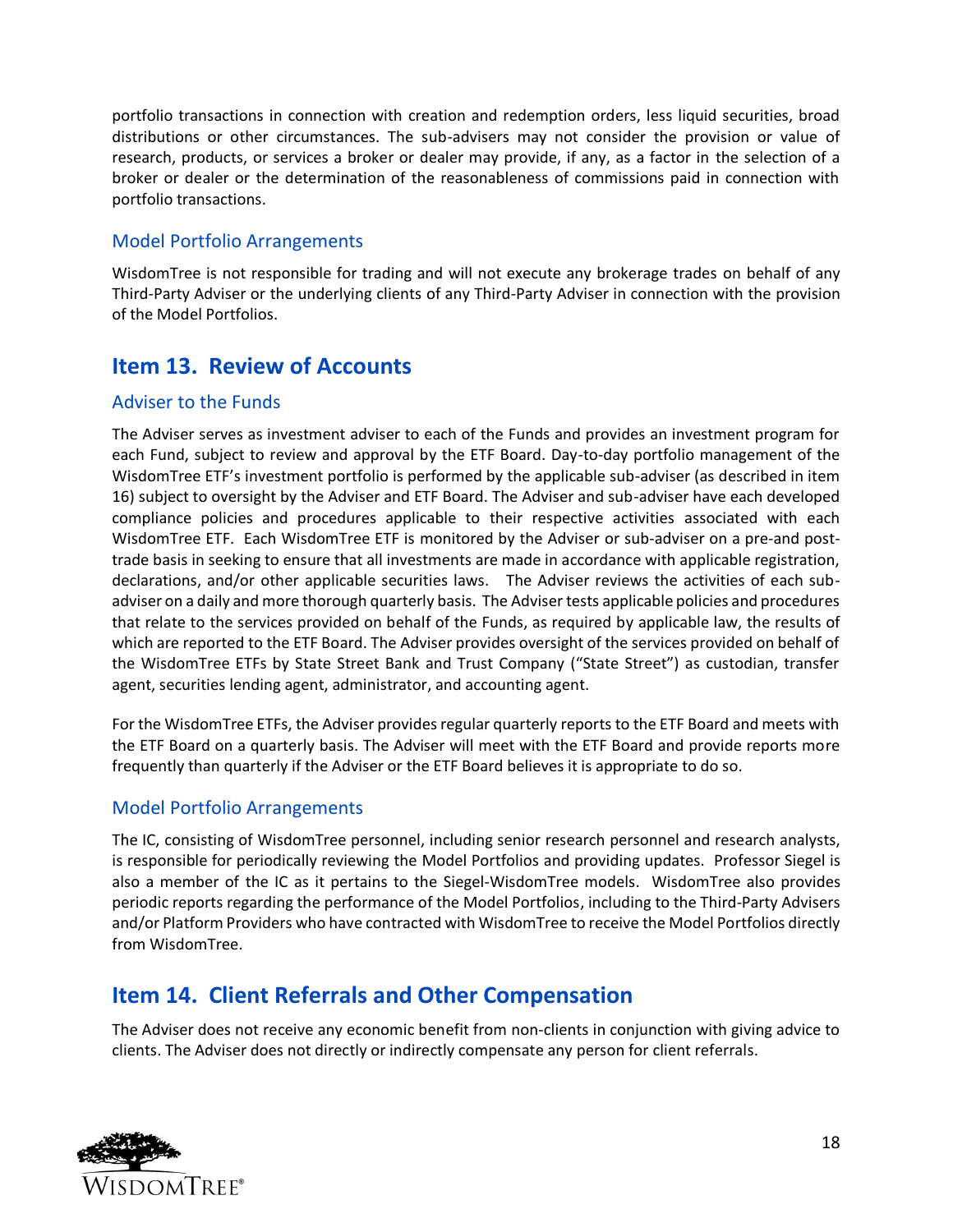portfolio transactions in connection with creation and redemption orders, less liquid securities, broad distributions or other circumstances. The sub-advisers may not consider the provision or value of research, products, or services a broker or dealer may provide, if any, as a factor in the selection of a broker or dealer or the determination of the reasonableness of commissions paid in connection with portfolio transactions.

### Model Portfolio Arrangements

WisdomTree is not responsible for trading and will not execute any brokerage trades on behalf of any Third-Party Adviser or the underlying clients of any Third-Party Adviser in connection with the provision of the Model Portfolios.

## Item 13. Review of Accounts

### Adviser to the Funds

The Adviser serves as investment adviser to each of the Funds and provides an investment program for each Fund, subject to review and approval by the ETF Board. Day-to-day portfolio management of the WisdomTree ETF's investment portfolio is performed by the applicable sub-adviser (as described in item 16) subject to oversight by the Adviser and ETF Board. The Adviser and sub-adviser have each developed compliance policies and procedures applicable to their respective activities associated with each WisdomTree ETF. Each WisdomTree ETF is monitored by the Adviser or sub-adviser on a pre-and post-trade basis in seeking to ensure that all investments are made in accordance with applicable registration, declarations, and/or other applicable securities laws. The Adviser reviews the activities of each sub-adviser on a daily and more thorough quarterly basis. The Adviser tests applicable policies and procedures that relate to the services provided on behalf of the Funds, as required by applicable law, the results of which are reported to the ETF Board. The Adviser provides oversight of the services provided on behalf of the WisdomTree ETFs by State Street Bank and Trust Company ("State Street") as custodian, transfer agent, securities lending agent, administrator, and accounting agent.

For the WisdomTree ETFs, the Adviser provides regular quarterly reports to the ETF Board and meets with the ETF Board on a quarterly basis. The Adviser will meet with the ETF Board and provide reports more frequently than quarterly if the Adviser or the ETF Board believes it is appropriate to do so.

### Model Portfolio Arrangements

The IC, consisting of WisdomTree personnel, including senior research personnel and research analysts, is responsible for periodically reviewing the Model Portfolios and providing updates. Professor Siegel is also a member of the IC as it pertains to the Siegel-WisdomTree models. WisdomTree also provides periodic reports regarding the performance of the Model Portfolios, including to the Third-Party Advisers and/or Platform Providers who have contracted with WisdomTree to receive the Model Portfolios directly from WisdomTree.

## Item 14. Client Referrals and Other Compensation

The Adviser does not receive any economic benefit from non-clients in conjunction with giving advice to clients. The Adviser does not directly or indirectly compensate any person for client referrals.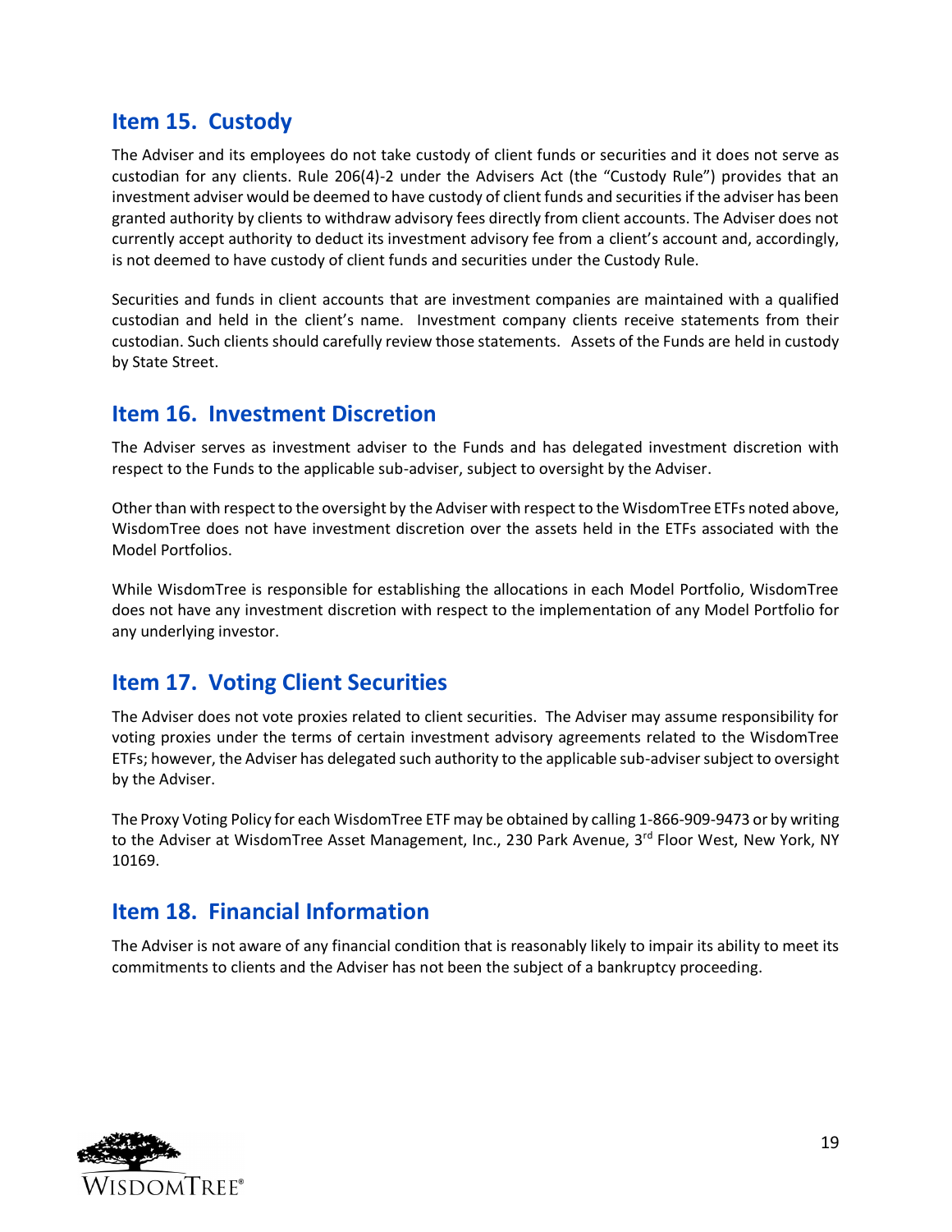## Item 15. Custody

The Adviser and its employees do not take custody of client funds or securities and it does not serve as custodian for any clients. Rule 206(4)-2 under the Advisers Act (the "Custody Rule") provides that an investment adviser would be deemed to have custody of client funds and securities if the adviser has been granted authority by clients to withdraw advisory fees directly from client accounts. The Adviser does not currently accept authority to deduct its investment advisory fee from a client's account and, accordingly, is not deemed to have custody of client funds and securities under the Custody Rule.

Securities and funds in client accounts that are investment companies are maintained with a qualified custodian and held in the client's name. Investment company clients receive statements from their custodian. Such clients should carefully review those statements. Assets of the Funds are held in custody by State Street.

## Item 16. Investment Discretion

The Adviser serves as investment adviser to the Funds and has delegated investment discretion with respect to the Funds to the applicable sub-adviser, subject to oversight by the Adviser.

Other than with respect to the oversight by the Adviser with respect to the WisdomTree ETFs noted above, WisdomTree does not have investment discretion over the assets held in the ETFs associated with the Model Portfolios.

While WisdomTree is responsible for establishing the allocations in each Model Portfolio, WisdomTree does not have any investment discretion with respect to the implementation of any Model Portfolio for any underlying investor.

## Item 17. Voting Client Securities

The Adviser does not vote proxies related to client securities. The Adviser may assume responsibility for voting proxies under the terms of certain investment advisory agreements related to the WisdomTree ETFs; however, the Adviser has delegated such authority to the applicable sub-adviser subject to oversight by the Adviser.

The Proxy Voting Policy for each WisdomTree ETF may be obtained by calling 1-866-909-9473 or by writing to the Adviser at WisdomTree Asset Management, Inc., 230 Park Avenue, 3rd Floor West, New York, NY 10169.

## Item 18. Financial Information

The Adviser is not aware of any financial condition that is reasonably likely to impair its ability to meet its commitments to clients and the Adviser has not been the subject of a bankruptcy proceeding.